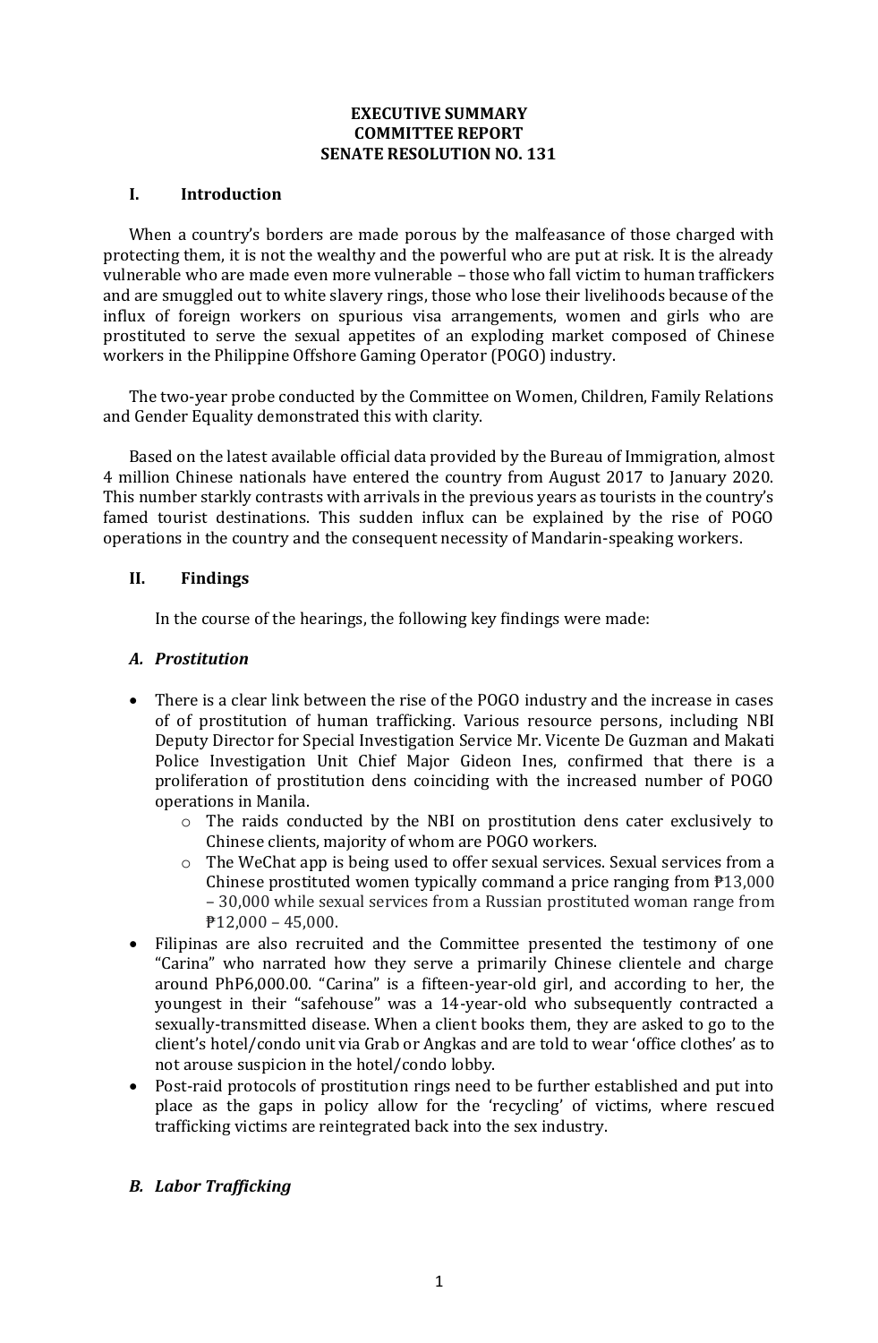**EXECUTIVE SUMMARY**
**COMMITTEE REPORT**
**SENATE RESOLUTION NO. 131**

## I. Introduction

When a country's borders are made porous by the malfeasance of those charged with protecting them, it is not the wealthy and the powerful who are put at risk. It is the already vulnerable who are made even more vulnerable – those who fall victim to human traffickers and are smuggled out to white slavery rings, those who lose their livelihoods because of the influx of foreign workers on spurious visa arrangements, women and girls who are prostituted to serve the sexual appetites of an exploding market composed of Chinese workers in the Philippine Offshore Gaming Operator (POGO) industry.

The two-year probe conducted by the Committee on Women, Children, Family Relations and Gender Equality demonstrated this with clarity.

Based on the latest available official data provided by the Bureau of Immigration, almost 4 million Chinese nationals have entered the country from August 2017 to January 2020. This number starkly contrasts with arrivals in the previous years as tourists in the country's famed tourist destinations. This sudden influx can be explained by the rise of POGO operations in the country and the consequent necessity of Mandarin-speaking workers.

## II. Findings

In the course of the hearings, the following key findings were made:

### *A. Prostitution*

- There is a clear link between the rise of the POGO industry and the increase in cases of of prostitution of human trafficking. Various resource persons, including NBI Deputy Director for Special Investigation Service Mr. Vicente De Guzman and Makati Police Investigation Unit Chief Major Gideon Ines, confirmed that there is a proliferation of prostitution dens coinciding with the increased number of POGO operations in Manila.
  - The raids conducted by the NBI on prostitution dens cater exclusively to Chinese clients, majority of whom are POGO workers.
  - The WeChat app is being used to offer sexual services. Sexual services from a Chinese prostituted women typically command a price ranging from ₱13,000 – 30,000 while sexual services from a Russian prostituted woman range from ₱12,000 – 45,000.
- Filipinas are also recruited and the Committee presented the testimony of one "Carina" who narrated how they serve a primarily Chinese clientele and charge around PhP6,000.00. "Carina" is a fifteen-year-old girl, and according to her, the youngest in their "safehouse" was a 14-year-old who subsequently contracted a sexually-transmitted disease. When a client books them, they are asked to go to the client's hotel/condo unit via Grab or Angkas and are told to wear 'office clothes' as to not arouse suspicion in the hotel/condo lobby.
- Post-raid protocols of prostitution rings need to be further established and put into place as the gaps in policy allow for the 'recycling' of victims, where rescued trafficking victims are reintegrated back into the sex industry.

### *B. Labor Trafficking*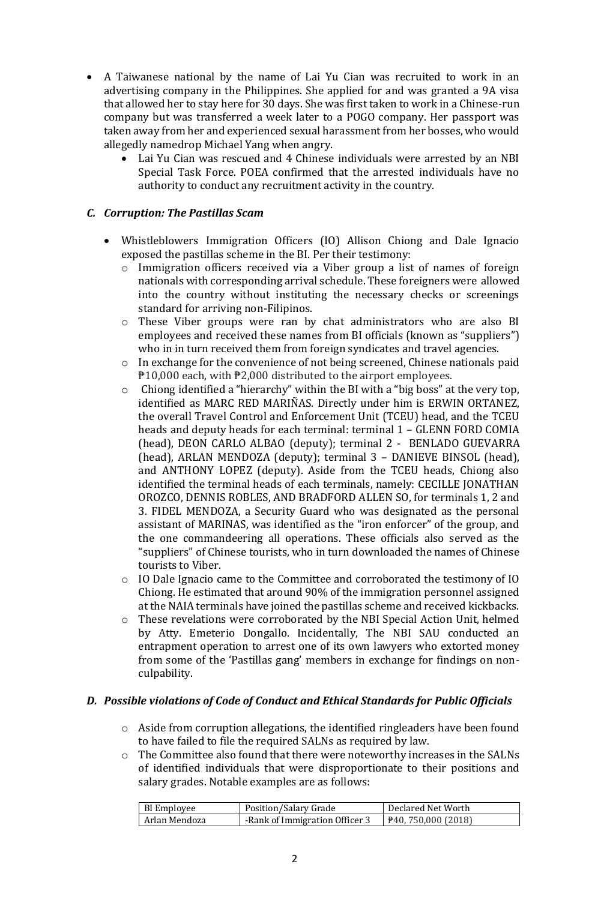- A Taiwanese national by the name of Lai Yu Cian was recruited to work in an advertising company in the Philippines. She applied for and was granted a 9A visa that allowed her to stay here for 30 days. She was first taken to work in a Chinese-run company but was transferred a week later to a POGO company. Her passport was taken away from her and experienced sexual harassment from her bosses, who would allegedly namedrop Michael Yang when angry.
    - Lai Yu Cian was rescued and 4 Chinese individuals were arrested by an NBI Special Task Force. POEA confirmed that the arrested individuals have no authority to conduct any recruitment activity in the country.

### *C. Corruption: The Pastillas Scam*

- Whistleblowers Immigration Officers (IO) Allison Chiong and Dale Ignacio exposed the pastillas scheme in the BI. Per their testimony:
    - Immigration officers received via a Viber group a list of names of foreign nationals with corresponding arrival schedule. These foreigners were allowed into the country without instituting the necessary checks or screenings standard for arriving non-Filipinos.
    - These Viber groups were ran by chat administrators who are also BI employees and received these names from BI officials (known as "suppliers") who in in turn received them from foreign syndicates and travel agencies.
    - In exchange for the convenience of not being screened, Chinese nationals paid ₱10,000 each, with ₱2,000 distributed to the airport employees.
    - Chiong identified a "hierarchy" within the BI with a "big boss" at the very top, identified as MARC RED MARIÑAS. Directly under him is ERWIN ORTANEZ, the overall Travel Control and Enforcement Unit (TCEU) head, and the TCEU heads and deputy heads for each terminal: terminal 1 – GLENN FORD COMIA (head), DEON CARLO ALBAO (deputy); terminal 2 - BENLADO GUEVARRA (head), ARLAN MENDOZA (deputy); terminal 3 – DANIEVE BINSOL (head), and ANTHONY LOPEZ (deputy). Aside from the TCEU heads, Chiong also identified the terminal heads of each terminals, namely: CECILLE JONATHAN OROZCO, DENNIS ROBLES, AND BRADFORD ALLEN SO, for terminals 1, 2 and 3. FIDEL MENDOZA, a Security Guard who was designated as the personal assistant of MARINAS, was identified as the "iron enforcer" of the group, and the one commandeering all operations. These officials also served as the "suppliers" of Chinese tourists, who in turn downloaded the names of Chinese tourists to Viber.
    - IO Dale Ignacio came to the Committee and corroborated the testimony of IO Chiong. He estimated that around 90% of the immigration personnel assigned at the NAIA terminals have joined the pastillas scheme and received kickbacks.
    - These revelations were corroborated by the NBI Special Action Unit, helmed by Atty. Emeterio Dongallo. Incidentally, The NBI SAU conducted an entrapment operation to arrest one of its own lawyers who extorted money from some of the 'Pastillas gang' members in exchange for findings on non-culpability.

### *D. Possible violations of Code of Conduct and Ethical Standards for Public Officials*

- Aside from corruption allegations, the identified ringleaders have been found to have failed to file the required SALNs as required by law.
- The Committee also found that there were noteworthy increases in the SALNs of identified individuals that were disproportionate to their positions and salary grades. Notable examples are as follows:

| BI Employee | Position/Salary Grade | Declared Net Worth |
|---|---|---|
| Arlan Mendoza | -Rank of Immigration Officer 3 | ₱40, 750,000 (2018) |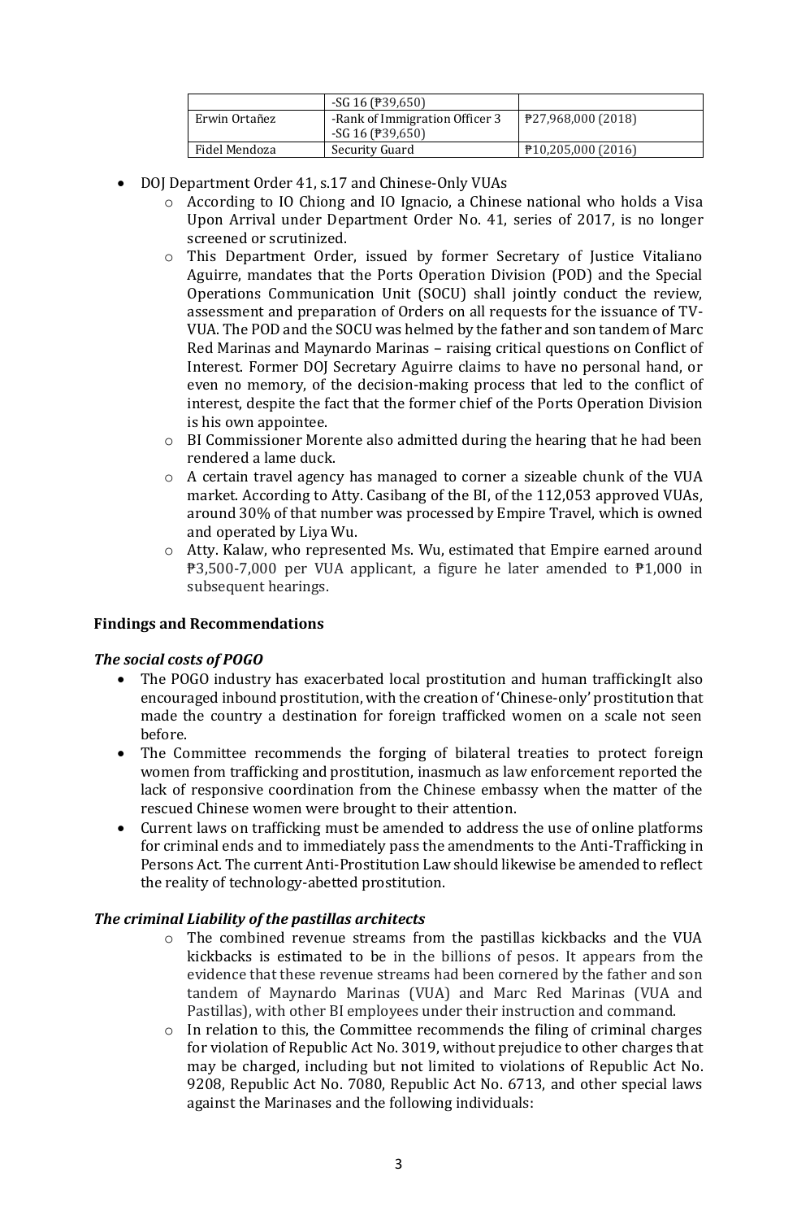| | -SG 16 (₱39,650) | |
| --- | --- | --- |
| Erwin Ortañez | -Rank of Immigration Officer 3<br>-SG 16 (₱39,650) | ₱27,968,000 (2018) |
| Fidel Mendoza | Security Guard | ₱10,205,000 (2016) |

- DOJ Department Order 41, s.17 and Chinese-Only VUAs
    - According to IO Chiong and IO Ignacio, a Chinese national who holds a Visa Upon Arrival under Department Order No. 41, series of 2017, is no longer screened or scrutinized.
    - This Department Order, issued by former Secretary of Justice Vitaliano Aguirre, mandates that the Ports Operation Division (POD) and the Special Operations Communication Unit (SOCU) shall jointly conduct the review, assessment and preparation of Orders on all requests for the issuance of TV-VUA. The POD and the SOCU was helmed by the father and son tandem of Marc Red Marinas and Maynardo Marinas – raising critical questions on Conflict of Interest. Former DOJ Secretary Aguirre claims to have no personal hand, or even no memory, of the decision-making process that led to the conflict of interest, despite the fact that the former chief of the Ports Operation Division is his own appointee.
    - BI Commissioner Morente also admitted during the hearing that he had been rendered a lame duck.
    - A certain travel agency has managed to corner a sizeable chunk of the VUA market. According to Atty. Casibang of the BI, of the 112,053 approved VUAs, around 30% of that number was processed by Empire Travel, which is owned and operated by Liya Wu.
    - Atty. Kalaw, who represented Ms. Wu, estimated that Empire earned around ₱3,500-7,000 per VUA applicant, a figure he later amended to ₱1,000 in subsequent hearings.

**Findings and Recommendations**

***The social costs of POGO***

- The POGO industry has exacerbated local prostitution and human traffickingIt also encouraged inbound prostitution, with the creation of 'Chinese-only' prostitution that made the country a destination for foreign trafficked women on a scale not seen before.
- The Committee recommends the forging of bilateral treaties to protect foreign women from trafficking and prostitution, inasmuch as law enforcement reported the lack of responsive coordination from the Chinese embassy when the matter of the rescued Chinese women were brought to their attention.
- Current laws on trafficking must be amended to address the use of online platforms for criminal ends and to immediately pass the amendments to the Anti-Trafficking in Persons Act. The current Anti-Prostitution Law should likewise be amended to reflect the reality of technology-abetted prostitution.

***The criminal Liability of the pastillas architects***

- The combined revenue streams from the pastillas kickbacks and the VUA kickbacks is estimated to be in the billions of pesos. It appears from the evidence that these revenue streams had been cornered by the father and son tandem of Maynardo Marinas (VUA) and Marc Red Marinas (VUA and Pastillas), with other BI employees under their instruction and command.
- In relation to this, the Committee recommends the filing of criminal charges for violation of Republic Act No. 3019, without prejudice to other charges that may be charged, including but not limited to violations of Republic Act No. 9208, Republic Act No. 7080, Republic Act No. 6713, and other special laws against the Marinases and the following individuals: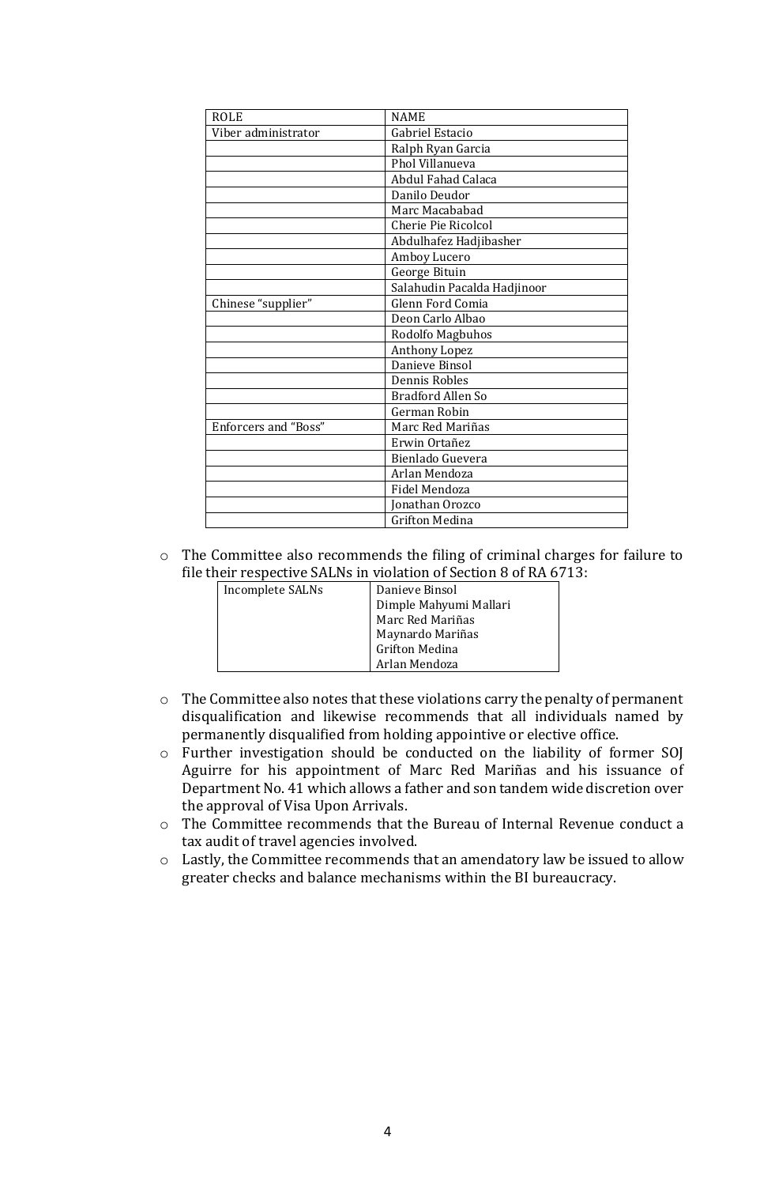| ROLE | NAME |
|---|---|
| Viber administrator | Gabriel Estacio |
| | Ralph Ryan Garcia |
| | Phol Villanueva |
| | Abdul Fahad Calaca |
| | Danilo Deudor |
| | Marc Macababad |
| | Cherie Pie Ricolcol |
| | Abdulhafez Hadjibasher |
| | Amboy Lucero |
| | George Bituin |
| | Salahudin Pacalda Hadjinoor |
| Chinese "supplier" | Glenn Ford Comia |
| | Deon Carlo Albao |
| | Rodolfo Magbuhos |
| | Anthony Lopez |
| | Danieve Binsol |
| | Dennis Robles |
| | Bradford Allen So |
| | German Robin |
| Enforcers and "Boss" | Marc Red Mariñas |
| | Erwin Ortañez |
| | Bienlado Guevera |
| | Arlan Mendoza |
| | Fidel Mendoza |
| | Jonathan Orozco |
| | Grifton Medina |

- The Committee also recommends the filing of criminal charges for failure to file their respective SALNs in violation of Section 8 of RA 6713:

| | |
|---|---|
| Incomplete SALNs | Danieve Binsol |
| | Dimple Mahyumi Mallari |
| | Marc Red Mariñas |
| | Maynardo Mariñas |
| | Grifton Medina |
| | Arlan Mendoza |

- The Committee also notes that these violations carry the penalty of permanent disqualification and likewise recommends that all individuals named by permanently disqualified from holding appointive or elective office.
- Further investigation should be conducted on the liability of former SOJ Aguirre for his appointment of Marc Red Mariñas and his issuance of Department No. 41 which allows a father and son tandem wide discretion over the approval of Visa Upon Arrivals.
- The Committee recommends that the Bureau of Internal Revenue conduct a tax audit of travel agencies involved.
- Lastly, the Committee recommends that an amendatory law be issued to allow greater checks and balance mechanisms within the BI bureaucracy.